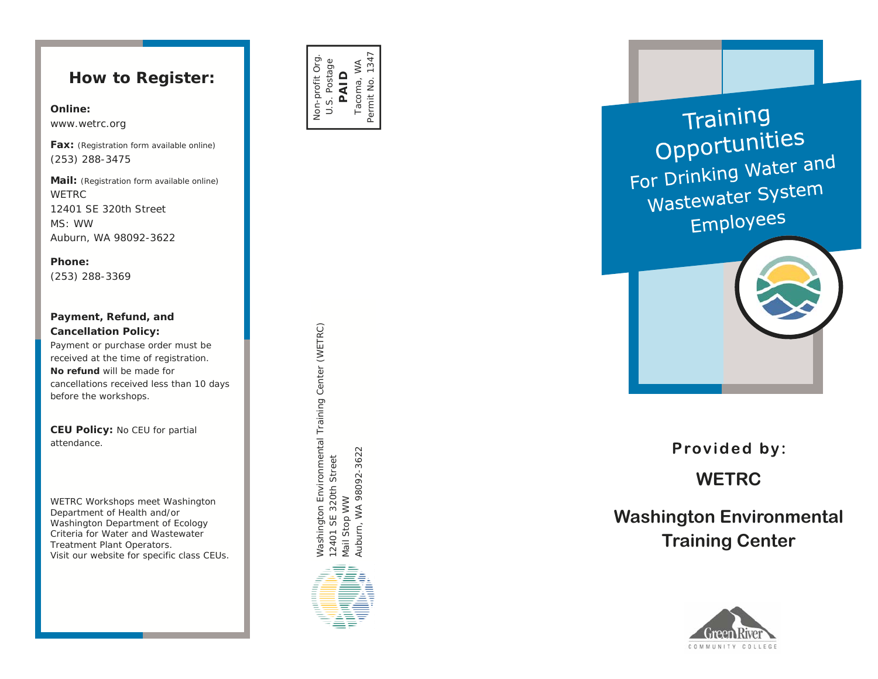## How to Register:

**Online:**
www.wetrc.org

**Fax:** (Registration form available online)
(253) 288-3475

**Mail:** (Registration form available online)
WETRC
12401 SE 320th Street
MS: WW
Auburn, WA 98092-3622

**Phone:**
(253) 288-3369

**Payment, Refund, and Cancellation Policy:**
Payment or purchase order must be received at the time of registration. **No refund** will be made for cancellations received less than 10 days before the workshops.

**CEU Policy:** No CEU for partial attendance.

WETRC Workshops meet Washington Department of Health and/or Washington Department of Ecology Criteria for Water and Wastewater Treatment Plant Operators.
Visit our website for specific class CEUs.

Non-profit Org.
U.S. Postage
**PAID**
Tacoma, WA
Permit No. 1347

Washington Environmental Training Center (WETRC)
12401 SE 320th Street
Mail Stop WW
Auburn, WA 98092-3622

# Training Opportunities For Drinking Water and Wastewater System Employees

**Provided by:**

## WETRC

## Washington Environmental Training Center

Green River COMMUNITY COLLEGE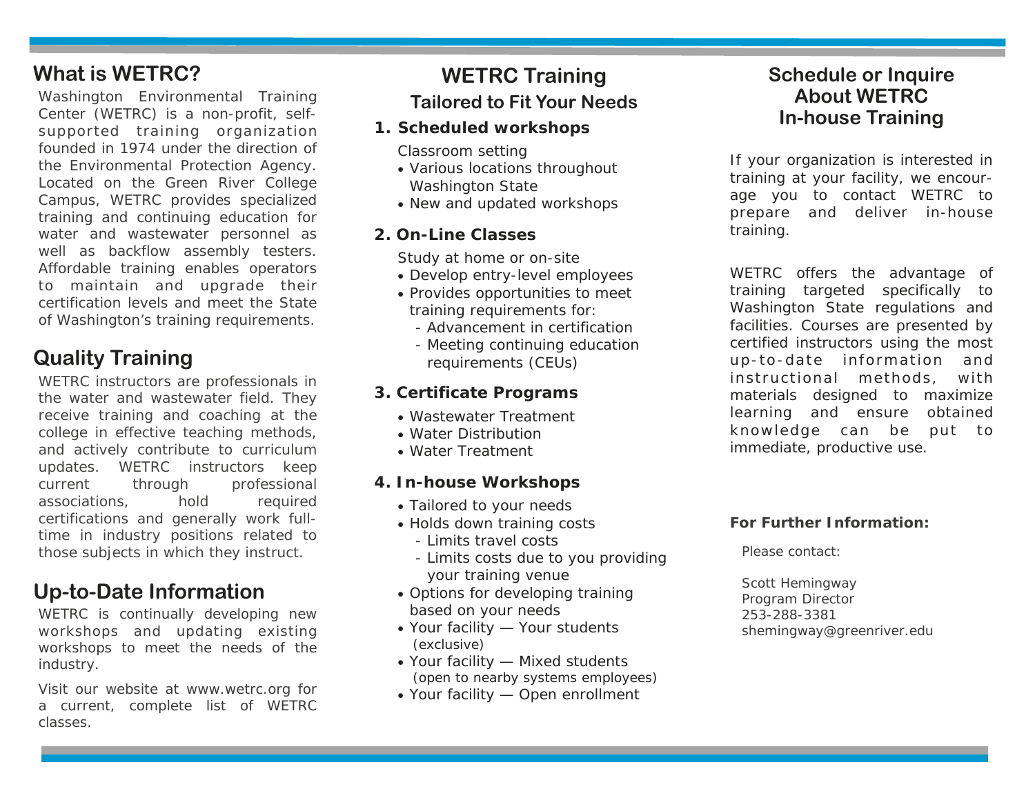## What is WETRC?

Washington Environmental Training Center (WETRC) is a non-profit, self-supported training organization founded in 1974 under the direction of the Environmental Protection Agency. Located on the Green River College Campus, WETRC provides specialized training and continuing education for water and wastewater personnel as well as backflow assembly testers. Affordable training enables operators to maintain and upgrade their certification levels and meet the State of Washington's training requirements.

## Quality Training

WETRC instructors are professionals in the water and wastewater field. They receive training and coaching at the college in effective teaching methods, and actively contribute to curriculum updates. WETRC instructors keep current through professional associations, hold required certifications and generally work full-time in industry positions related to those subjects in which they instruct.

## Up-to-Date Information

WETRC is continually developing new workshops and updating existing workshops to meet the needs of the industry.

Visit our website at www.wetrc.org for a current, complete list of WETRC classes.

## WETRC Training

### Tailored to Fit Your Needs

**1. Scheduled workshops**

Classroom setting

- Various locations throughout Washington State
- New and updated workshops

**2. On-Line Classes**

Study at home or on-site

- Develop entry-level employees
- Provides opportunities to meet training requirements for:
  - Advancement in certification
  - Meeting continuing education requirements (CEUs)

**3. Certificate Programs**

- Wastewater Treatment
- Water Distribution
- Water Treatment

**4. In-house Workshops**

- Tailored to your needs
- Holds down training costs
  - Limits travel costs
  - Limits costs due to you providing your training venue
- Options for developing training based on your needs
- Your facility — Your students (exclusive)
- Your facility — Mixed students (open to nearby systems employees)
- Your facility — Open enrollment

## Schedule or Inquire About WETRC In-house Training

If your organization is interested in training at your facility, we encourage you to contact WETRC to prepare and deliver in-house training.

WETRC offers the advantage of training targeted specifically to Washington State regulations and facilities. Courses are presented by certified instructors using the most up-to-date information and instructional methods, with materials designed to maximize learning and ensure obtained knowledge can be put to immediate, productive use.

**For Further Information:**

Please contact:

Scott Hemingway
Program Director
253-288-3381
shemingway@greenriver.edu